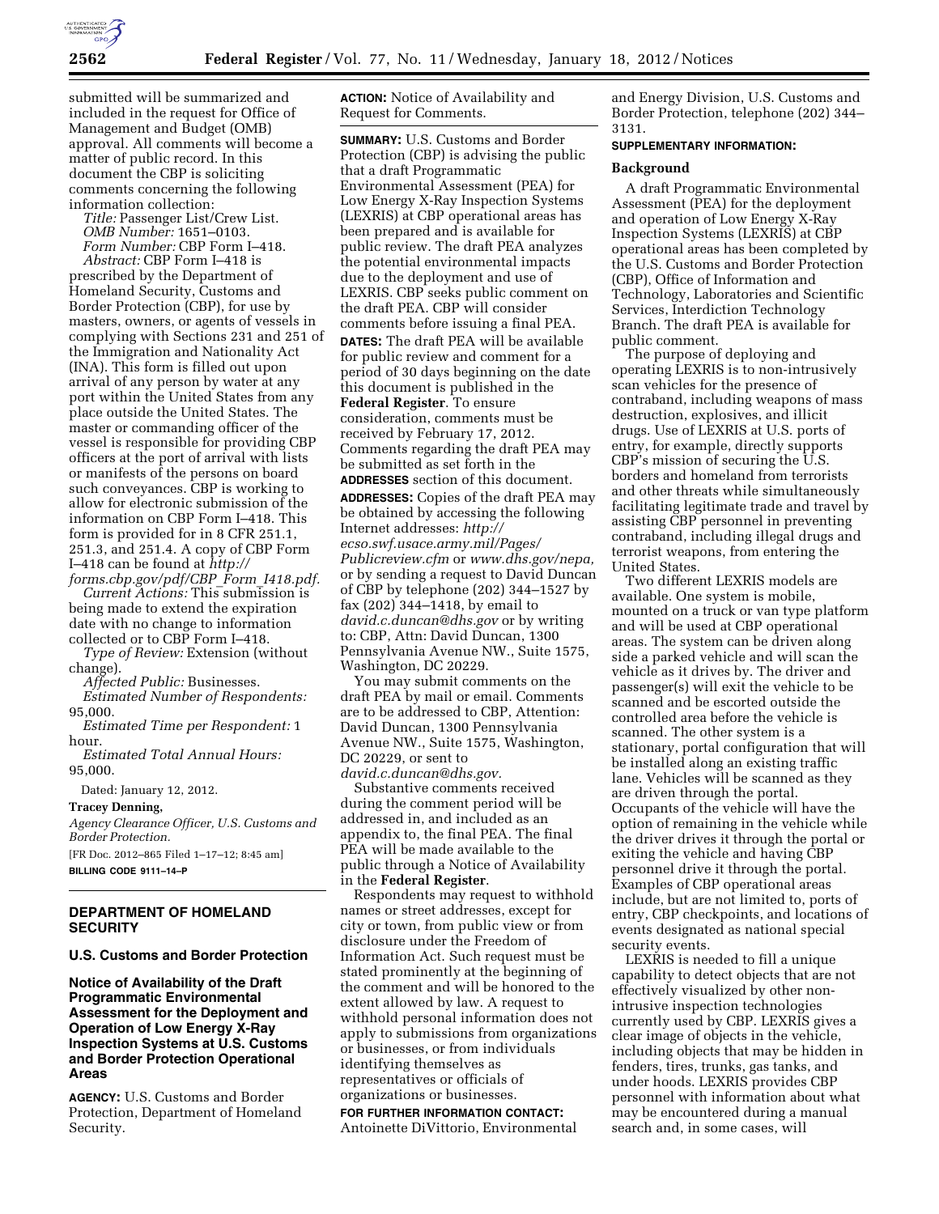submitted will be summarized and included in the request for Office of Management and Budget (OMB) approval. All comments will become a matter of public record. In this document the CBP is soliciting comments concerning the following information collection:

*Title:* Passenger List/Crew List.

*OMB Number:* 1651–0103.

*Form Number:* CBP Form I–418.

*Abstract:* CBP Form I–418 is prescribed by the Department of Homeland Security, Customs and Border Protection (CBP), for use by masters, owners, or agents of vessels in complying with Sections 231 and 251 of the Immigration and Nationality Act (INA). This form is filled out upon arrival of any person by water at any port within the United States from any place outside the United States. The master or commanding officer of the vessel is responsible for providing CBP officers at the port of arrival with lists or manifests of the persons on board such conveyances. CBP is working to allow for electronic submission of the information on CBP Form I–418. This form is provided for in 8 CFR 251.1, 251.3, and 251.4. A copy of CBP Form I–418 can be found at *http://forms.cbp.gov/pdf/CBP_Form_I418.pdf.*

*Current Actions:* This submission is being made to extend the expiration date with no change to information collected or to CBP Form I–418.

*Type of Review:* Extension (without change).

*Affected Public:* Businesses.

*Estimated Number of Respondents:* 95,000.

*Estimated Time per Respondent:* 1 hour.

*Estimated Total Annual Hours:* 95,000.

Dated: January 12, 2012.

**Tracey Denning,**

*Agency Clearance Officer, U.S. Customs and Border Protection.*

[FR Doc. 2012–865 Filed 1–17–12; 8:45 am]

**BILLING CODE 9111–14–P**

## DEPARTMENT OF HOMELAND SECURITY

### U.S. Customs and Border Protection

### Notice of Availability of the Draft Programmatic Environmental Assessment for the Deployment and Operation of Low Energy X-Ray Inspection Systems at U.S. Customs and Border Protection Operational Areas

**AGENCY:** U.S. Customs and Border Protection, Department of Homeland Security.

**ACTION:** Notice of Availability and Request for Comments.

**SUMMARY:** U.S. Customs and Border Protection (CBP) is advising the public that a draft Programmatic Environmental Assessment (PEA) for Low Energy X-Ray Inspection Systems (LEXRIS) at CBP operational areas has been prepared and is available for public review. The draft PEA analyzes the potential environmental impacts due to the deployment and use of LEXRIS. CBP seeks public comment on the draft PEA. CBP will consider comments before issuing a final PEA.

**DATES:** The draft PEA will be available for public review and comment for a period of 30 days beginning on the date this document is published in the **Federal Register**. To ensure consideration, comments must be received by February 17, 2012. Comments regarding the draft PEA may be submitted as set forth in the **ADDRESSES** section of this document.

**ADDRESSES:** Copies of the draft PEA may be obtained by accessing the following Internet addresses: *http://ecso.swf.usace.army.mil/Pages/Publicreview.cfm* or *www.dhs.gov/nepa,* or by sending a request to David Duncan of CBP by telephone (202) 344–1527 by fax (202) 344–1418, by email to *david.c.duncan@dhs.gov* or by writing to: CBP, Attn: David Duncan, 1300 Pennsylvania Avenue NW., Suite 1575, Washington, DC 20229.

You may submit comments on the draft PEA by mail or email. Comments are to be addressed to CBP, Attention: David Duncan, 1300 Pennsylvania Avenue NW., Suite 1575, Washington, DC 20229, or sent to *david.c.duncan@dhs.gov.*

Substantive comments received during the comment period will be addressed in, and included as an appendix to, the final PEA. The final PEA will be made available to the public through a Notice of Availability in the **Federal Register**.

Respondents may request to withhold names or street addresses, except for city or town, from public view or from disclosure under the Freedom of Information Act. Such request must be stated prominently at the beginning of the comment and will be honored to the extent allowed by law. A request to withhold personal information does not apply to submissions from organizations or businesses, or from individuals identifying themselves as representatives or officials of organizations or businesses.

**FOR FURTHER INFORMATION CONTACT:** Antoinette DiVittorio, Environmental and Energy Division, U.S. Customs and Border Protection, telephone (202) 344–3131.

**SUPPLEMENTARY INFORMATION:**

**Background**

A draft Programmatic Environmental Assessment (PEA) for the deployment and operation of Low Energy X-Ray Inspection Systems (LEXRIS) at CBP operational areas has been completed by the U.S. Customs and Border Protection (CBP), Office of Information and Technology, Laboratories and Scientific Services, Interdiction Technology Branch. The draft PEA is available for public comment.

The purpose of deploying and operating LEXRIS is to non-intrusively scan vehicles for the presence of contraband, including weapons of mass destruction, explosives, and illicit drugs. Use of LEXRIS at U.S. ports of entry, for example, directly supports CBP's mission of securing the U.S. borders and homeland from terrorists and other threats while simultaneously facilitating legitimate trade and travel by assisting CBP personnel in preventing contraband, including illegal drugs and terrorist weapons, from entering the United States.

Two different LEXRIS models are available. One system is mobile, mounted on a truck or van type platform and will be used at CBP operational areas. The system can be driven along side a parked vehicle and will scan the vehicle as it drives by. The driver and passenger(s) will exit the vehicle to be scanned and be escorted outside the controlled area before the vehicle is scanned. The other system is a stationary, portal configuration that will be installed along an existing traffic lane. Vehicles will be scanned as they are driven through the portal. Occupants of the vehicle will have the option of remaining in the vehicle while the driver drives it through the portal or exiting the vehicle and having CBP personnel drive it through the portal. Examples of CBP operational areas include, but are not limited to, ports of entry, CBP checkpoints, and locations of events designated as national special security events.

LEXRIS is needed to fill a unique capability to detect objects that are not effectively visualized by other non-intrusive inspection technologies currently used by CBP. LEXRIS gives a clear image of objects in the vehicle, including objects that may be hidden in fenders, tires, trunks, gas tanks, and under hoods. LEXRIS provides CBP personnel with information about what may be encountered during a manual search and, in some cases, will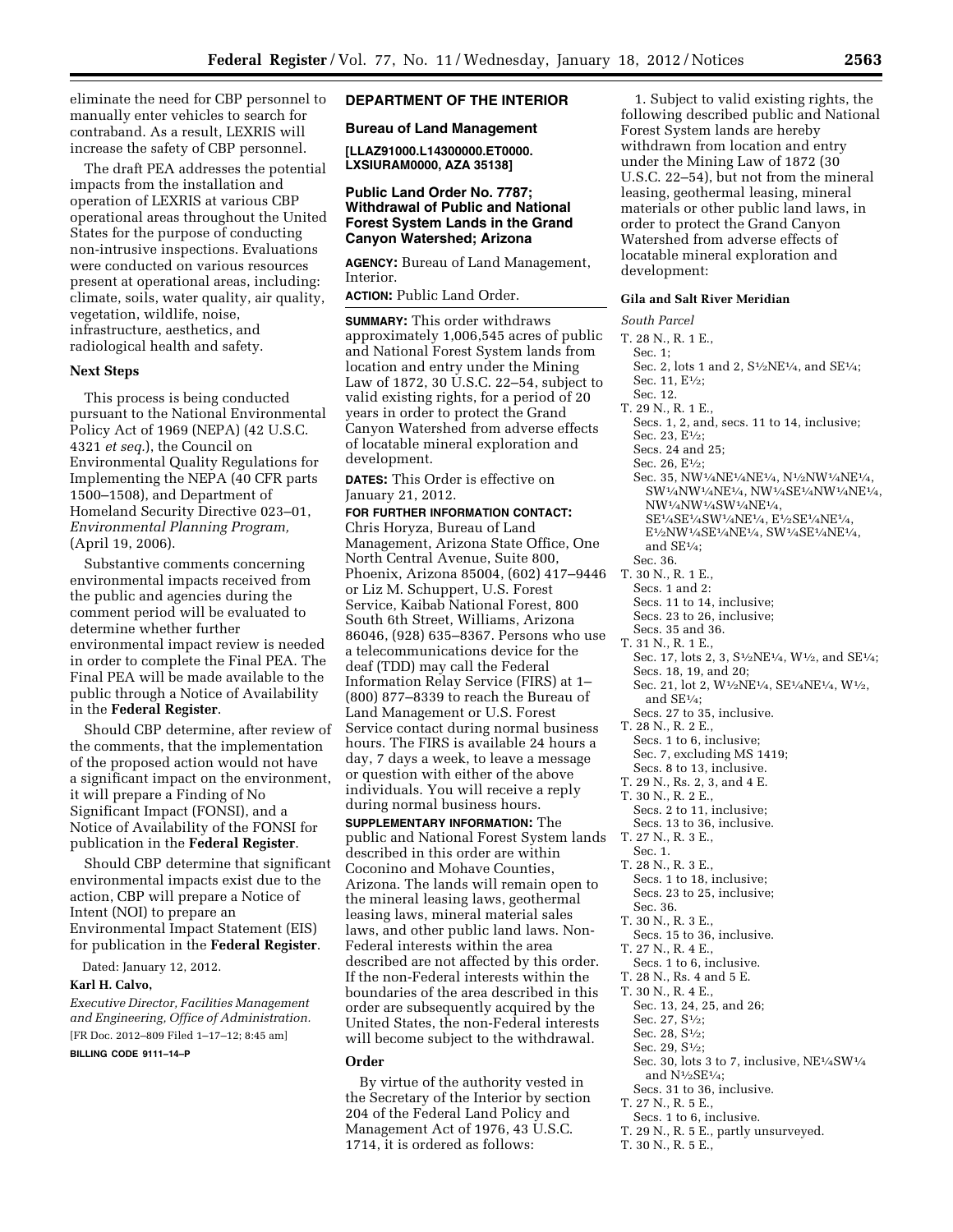eliminate the need for CBP personnel to manually enter vehicles to search for contraband. As a result, LEXRIS will increase the safety of CBP personnel.

The draft PEA addresses the potential impacts from the installation and operation of LEXRIS at various CBP operational areas throughout the United States for the purpose of conducting non-intrusive inspections. Evaluations were conducted on various resources present at operational areas, including: climate, soils, water quality, air quality, vegetation, wildlife, noise, infrastructure, aesthetics, and radiological health and safety.

### Next Steps

This process is being conducted pursuant to the National Environmental Policy Act of 1969 (NEPA) (42 U.S.C. 4321 *et seq.*), the Council on Environmental Quality Regulations for Implementing the NEPA (40 CFR parts 1500–1508), and Department of Homeland Security Directive 023–01, *Environmental Planning Program,* (April 19, 2006).

Substantive comments concerning environmental impacts received from the public and agencies during the comment period will be evaluated to determine whether further environmental impact review is needed in order to complete the Final PEA. The Final PEA will be made available to the public through a Notice of Availability in the **Federal Register**.

Should CBP determine, after review of the comments, that the implementation of the proposed action would not have a significant impact on the environment, it will prepare a Finding of No Significant Impact (FONSI), and a Notice of Availability of the FONSI for publication in the **Federal Register**.

Should CBP determine that significant environmental impacts exist due to the action, CBP will prepare a Notice of Intent (NOI) to prepare an Environmental Impact Statement (EIS) for publication in the **Federal Register**.

Dated: January 12, 2012.

**Karl H. Calvo,**

*Executive Director, Facilities Management and Engineering, Office of Administration.*

[FR Doc. 2012–809 Filed 1–17–12; 8:45 am]

**BILLING CODE 9111–14–P**

## DEPARTMENT OF THE INTERIOR

### Bureau of Land Management

**[LLAZ91000.L14300000.ET0000. LXSIURAM0000, AZA 35138]**

### Public Land Order No. 7787; Withdrawal of Public and National Forest System Lands in the Grand Canyon Watershed; Arizona

**AGENCY:** Bureau of Land Management, Interior.

**ACTION:** Public Land Order.

**SUMMARY:** This order withdraws approximately 1,006,545 acres of public and National Forest System lands from location and entry under the Mining Law of 1872, 30 U.S.C. 22–54, subject to valid existing rights, for a period of 20 years in order to protect the Grand Canyon Watershed from adverse effects of locatable mineral exploration and development.

**DATES:** This Order is effective on January 21, 2012.

**FOR FURTHER INFORMATION CONTACT:** Chris Horyza, Bureau of Land Management, Arizona State Office, One North Central Avenue, Suite 800, Phoenix, Arizona 85004, (602) 417–9446 or Liz M. Schuppert, U.S. Forest Service, Kaibab National Forest, 800 South 6th Street, Williams, Arizona 86046, (928) 635–8367. Persons who use a telecommunications device for the deaf (TDD) may call the Federal Information Relay Service (FIRS) at 1–(800) 877–8339 to reach the Bureau of Land Management or U.S. Forest Service contact during normal business hours. The FIRS is available 24 hours a day, 7 days a week, to leave a message or question with either of the above individuals. You will receive a reply during normal business hours.

**SUPPLEMENTARY INFORMATION:** The public and National Forest System lands described in this order are within Coconino and Mohave Counties, Arizona. The lands will remain open to the mineral leasing laws, geothermal leasing laws, mineral material sales laws, and other public land laws. Non-Federal interests within the area described are not affected by this order. If the non-Federal interests within the boundaries of the area described in this order are subsequently acquired by the United States, the non-Federal interests will become subject to the withdrawal.

### Order

By virtue of the authority vested in the Secretary of the Interior by section 204 of the Federal Land Policy and Management Act of 1976, 43 U.S.C. 1714, it is ordered as follows:

1. Subject to valid existing rights, the following described public and National Forest System lands are hereby withdrawn from location and entry under the Mining Law of 1872 (30 U.S.C. 22–54), but not from the mineral leasing, geothermal leasing, mineral materials or other public land laws, in order to protect the Grand Canyon Watershed from adverse effects of locatable mineral exploration and development:

**Gila and Salt River Meridian**

*South Parcel*

T. 28 N., R. 1 E.,
  Sec. 1;
  Sec. 2, lots 1 and 2, S½NE¼, and SE¼;
  Sec. 11, E½;
  Sec. 12.
T. 29 N., R. 1 E.,
  Secs. 1, 2, and, secs. 11 to 14, inclusive;
  Sec. 23, E½;
  Secs. 24 and 25;
  Sec. 26, E½;
  Sec. 35, NW¼NE¼NE¼, N½NW¼NE¼, SW¼NW¼NE¼, NW¼SE¼NW¼NE¼, NW¼NW¼SW¼NE¼, SE¼SE¼SW¼NE¼, E½SE¼NE¼, E½NW¼SE¼NE¼, SW¼SE¼NE¼, and SE¼;
  Sec. 36.
T. 30 N., R. 1 E.,
  Secs. 1 and 2:
  Secs. 11 to 14, inclusive;
  Secs. 23 to 26, inclusive;
  Secs. 35 and 36.
T. 31 N., R. 1 E.,
  Sec. 17, lots 2, 3, S½NE¼, W½, and SE¼;
  Secs. 18, 19, and 20;
  Sec. 21, lot 2, W½NE¼, SE¼NE¼, W½, and SE¼;
  Secs. 27 to 35, inclusive.
T. 28 N., R. 2 E.,
  Secs. 1 to 6, inclusive;
  Sec. 7, excluding MS 1419;
  Secs. 8 to 13, inclusive.
T. 29 N., Rs. 2, 3, and 4 E.
T. 30 N., R. 2 E.,
  Secs. 2 to 11, inclusive;
  Secs. 13 to 36, inclusive.
T. 27 N., R. 3 E.,
  Sec. 1.
T. 28 N., R. 3 E.,
  Secs. 1 to 18, inclusive;
  Secs. 23 to 25, inclusive;
  Sec. 36.
T. 30 N., R. 3 E.,
  Secs. 15 to 36, inclusive.
T. 27 N., R. 4 E.,
  Secs. 1 to 6, inclusive.
T. 28 N., Rs. 4 and 5 E.
T. 30 N., R. 4 E.,
  Sec. 13, 24, 25, and 26;
  Sec. 27, S½;
  Sec. 28, S½;
  Sec. 29, S½;
  Sec. 30, lots 3 to 7, inclusive, NE¼SW¼ and N½SE¼;
  Secs. 31 to 36, inclusive.
T. 27 N., R. 5 E.,
  Secs. 1 to 6, inclusive.
T. 29 N., R. 5 E., partly unsurveyed.
T. 30 N., R. 5 E.,